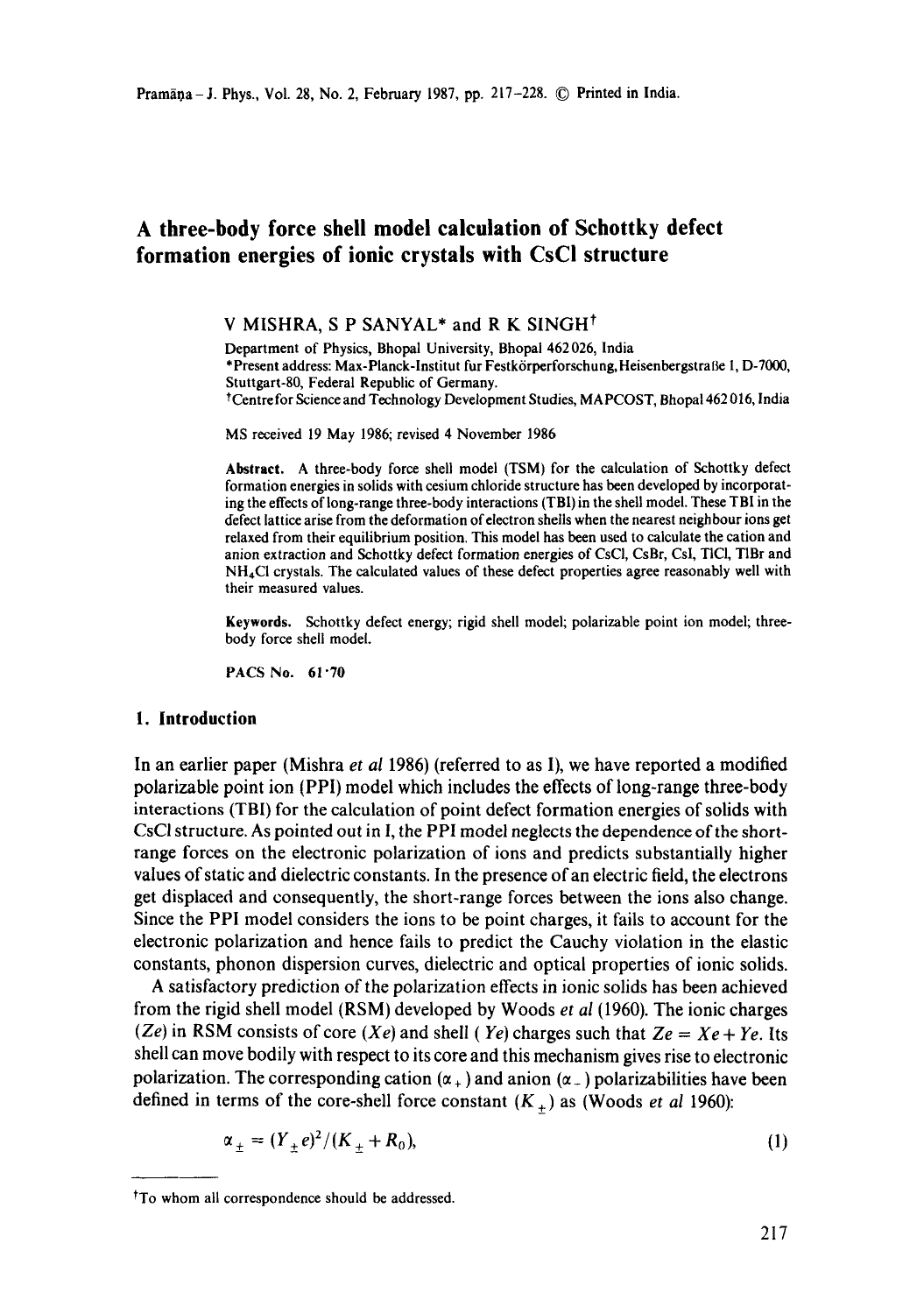# A three-body force shell model calculation of Schottky defect formation energies of ionic crystals with CsCl structure

V MISHRA, S P SANYAL* and R K SINGH†

Department of Physics, Bhopal University, Bhopal 462 026, India

*Present address: Max-Planck-Institut fur Festkörperforschung, Heisenbergstraße 1, D-7000, Stuttgart-80, Federal Republic of Germany.

†Centre for Science and Technology Development Studies, MAPCOST, Bhopal 462 016, India

MS received 19 May 1986; revised 4 November 1986

**Abstract.** A three-body force shell model (TSM) for the calculation of Schottky defect formation energies in solids with cesium chloride structure has been developed by incorporating the effects of long-range three-body interactions (TBI) in the shell model. These TBI in the defect lattice arise from the deformation of electron shells when the nearest neighbour ions get relaxed from their equilibrium position. This model has been used to calculate the cation and anion extraction and Schottky defect formation energies of CsCl, CsBr, CsI, TlCl, TlBr and $NH_4Cl$ crystals. The calculated values of these defect properties agree reasonably well with their measured values.

**Keywords.** Schottky defect energy; rigid shell model; polarizable point ion model; three-body force shell model.

**PACS No.** 61·70

## 1. Introduction

In an earlier paper (Mishra *et al* 1986) (referred to as I), we have reported a modified polarizable point ion (PPI) model which includes the effects of long-range three-body interactions (TBI) for the calculation of point defect formation energies of solids with CsCl structure. As pointed out in I, the PPI model neglects the dependence of the short-range forces on the electronic polarization of ions and predicts substantially higher values of static and dielectric constants. In the presence of an electric field, the electrons get displaced and consequently, the short-range forces between the ions also change. Since the PPI model considers the ions to be point charges, it fails to account for the electronic polarization and hence fails to predict the Cauchy violation in the elastic constants, phonon dispersion curves, dielectric and optical properties of ionic solids.

A satisfactory prediction of the polarization effects in ionic solids has been achieved from the rigid shell model (RSM) developed by Woods *et al* (1960). The ionic charges ($Ze$) in RSM consists of core ($Xe$) and shell ($Ye$) charges such that $Ze = Xe + Ye$. Its shell can move bodily with respect to its core and this mechanism gives rise to electronic polarization. The corresponding cation ($\alpha_+$) and anion ($\alpha_-$) polarizabilities have been defined in terms of the core-shell force constant ($K_{\pm}$) as (Woods *et al* 1960):

$$\alpha_{\pm} = (Y_{\pm}e)^2/(K_{\pm} + R_0), \tag{1}$$

†To whom all correspondence should be addressed.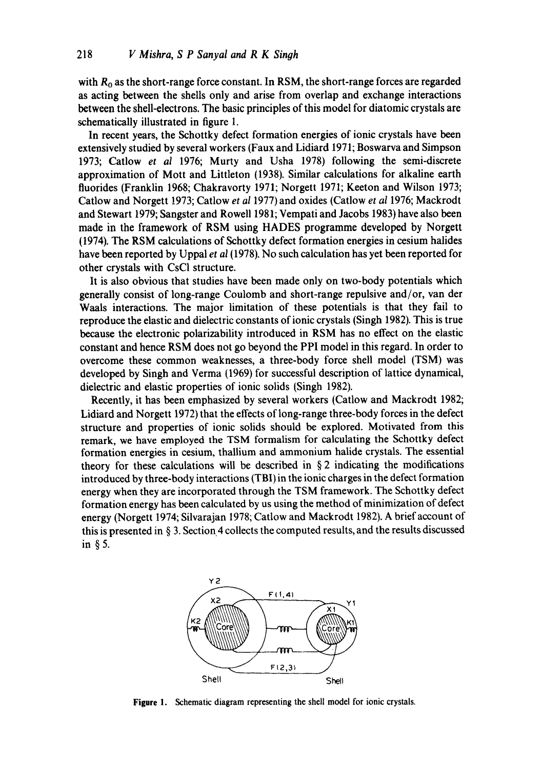with $R_0$ as the short-range force constant. In RSM, the short-range forces are regarded as acting between the shells only and arise from overlap and exchange interactions between the shell-electrons. The basic principles of this model for diatomic crystals are schematically illustrated in figure 1.

In recent years, the Schottky defect formation energies of ionic crystals have been extensively studied by several workers (Faux and Lidiard 1971; Boswarva and Simpson 1973; Catlow *et al* 1976; Murty and Usha 1978) following the semi-discrete approximation of Mott and Littleton (1938). Similar calculations for alkaline earth fluorides (Franklin 1968; Chakravorty 1971; Norgett 1971; Keeton and Wilson 1973; Catlow and Norgett 1973; Catlow *et al* 1977) and oxides (Catlow *et al* 1976; Mackrodt and Stewart 1979; Sangster and Rowell 1981; Vempati and Jacobs 1983) have also been made in the framework of RSM using HADES programme developed by Norgett (1974). The RSM calculations of Schottky defect formation energies in cesium halides have been reported by Uppal *et al* (1978). No such calculation has yet been reported for other crystals with CsCl structure.

It is also obvious that studies have been made only on two-body potentials which generally consist of long-range Coulomb and short-range repulsive and/or, van der Waals interactions. The major limitation of these potentials is that they fail to reproduce the elastic and dielectric constants of ionic crystals (Singh 1982). This is true because the electronic polarizability introduced in RSM has no effect on the elastic constant and hence RSM does not go beyond the PPI model in this regard. In order to overcome these common weaknesses, a three-body force shell model (TSM) was developed by Singh and Verma (1969) for successful description of lattice dynamical, dielectric and elastic properties of ionic solids (Singh 1982).

Recently, it has been emphasized by several workers (Catlow and Mackrodt 1982; Lidiard and Norgett 1972) that the effects of long-range three-body forces in the defect structure and properties of ionic solids should be explored. Motivated from this remark, we have employed the TSM formalism for calculating the Schottky defect formation energies in cesium, thallium and ammonium halide crystals. The essential theory for these calculations will be described in § 2 indicating the modifications introduced by three-body interactions (TBI) in the ionic charges in the defect formation energy when they are incorporated through the TSM framework. The Schottky defect formation energy has been calculated by us using the method of minimization of defect energy (Norgett 1974; Silvarajan 1978; Catlow and Mackrodt 1982). A brief account of this is presented in § 3. Section 4 collects the computed results, and the results discussed in § 5.

**Figure 1.** Schematic diagram representing the shell model for ionic crystals.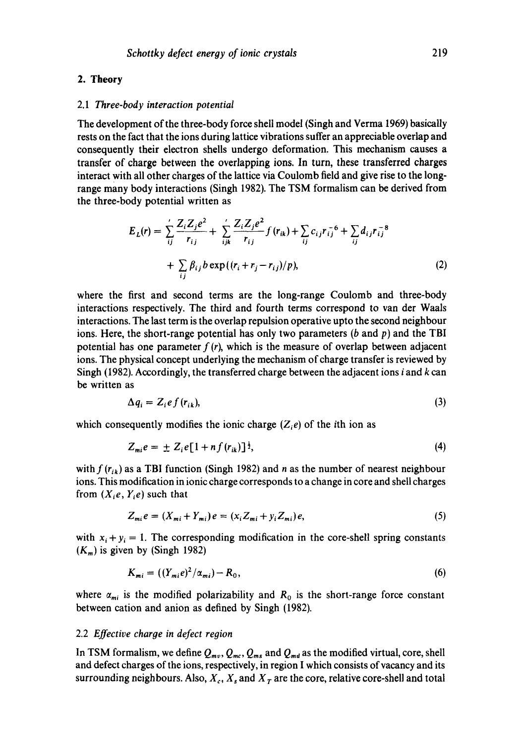## 2. Theory

### 2.1 *Three-body interaction potential*

The development of the three-body force shell model (Singh and Verma 1969) basically rests on the fact that the ions during lattice vibrations suffer an appreciable overlap and consequently their electron shells undergo deformation. This mechanism causes a transfer of charge between the overlapping ions. In turn, these transferred charges interact with all other charges of the lattice via Coulomb field and give rise to the long-range many body interactions (Singh 1982). The TSM formalism can be derived from the three-body potential written as

$$E_L(r) = \sum_{ij}{}' \frac{Z_i Z_j e^2}{r_{ij}} + \sum_{ijk}{}' \frac{Z_i Z_j e^2}{r_{ij}} f(r_{ik}) + \sum_{ij} c_{ij} r_{ij}^{-6} + \sum_{ij} d_{ij} r_{ij}^{-8} + \sum_{ij} \beta_{ij} b \exp((r_i + r_j - r_{ij})/p), \tag{2}$$

where the first and second terms are the long-range Coulomb and three-body interactions respectively. The third and fourth terms correspond to van der Waals interactions. The last term is the overlap repulsion operative upto the second neighbour ions. Here, the short-range potential has only two parameters ($b$ and $p$) and the TBI potential has one parameter $f(r)$, which is the measure of overlap between adjacent ions. The physical concept underlying the mechanism of charge transfer is reviewed by Singh (1982). Accordingly, the transferred charge between the adjacent ions $i$ and $k$ can be written as

$$\Delta q_i = Z_i e f(r_{ik}), \tag{3}$$

which consequently modifies the ionic charge ($Z_i e$) of the $i$th ion as

$$Z_{mi} e = \pm Z_i e [1 + n f(r_{ik})]^{\frac{1}{2}}, \tag{4}$$

with $f(r_{ik})$ as a TBI function (Singh 1982) and $n$ as the number of nearest neighbour ions. This modification in ionic charge corresponds to a change in core and shell charges from ($X_i e$, $Y_i e$) such that

$$Z_{mi} e = (X_{mi} + Y_{mi}) e = (x_i Z_{mi} + y_i Z_{mi}) e, \tag{5}$$

with $x_i + y_i = 1$. The corresponding modification in the core-shell spring constants ($K_m$) is given by (Singh 1982)

$$K_{mi} = ((Y_{mi} e)^2 / \alpha_{mi}) - R_0, \tag{6}$$

where $\alpha_{mi}$ is the modified polarizability and $R_0$ is the short-range force constant between cation and anion as defined by Singh (1982).

### 2.2 *Effective charge in defect region*

In TSM formalism, we define $Q_{mv}$, $Q_{mc}$, $Q_{ms}$ and $Q_{md}$ as the modified virtual, core, shell and defect charges of the ions, respectively, in region I which consists of vacancy and its surrounding neighbours. Also, $X_c$, $X_s$ and $X_T$ are the core, relative core-shell and total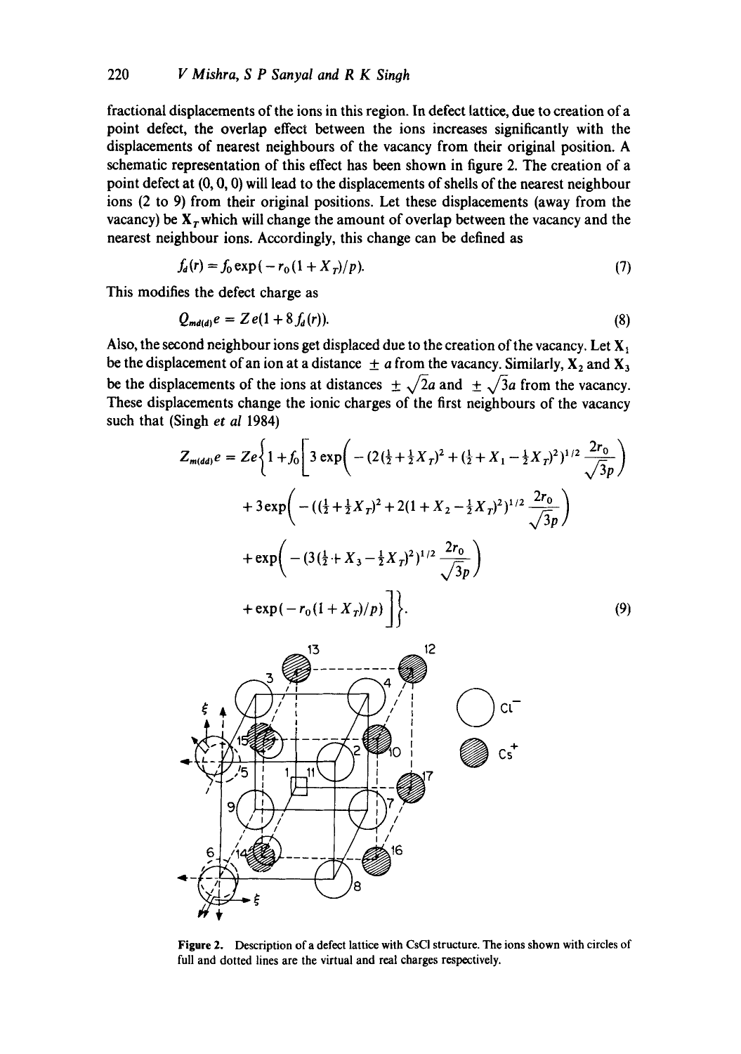fractional displacements of the ions in this region. In defect lattice, due to creation of a point defect, the overlap effect between the ions increases significantly with the displacements of nearest neighbours of the vacancy from their original position. A schematic representation of this effect has been shown in figure 2. The creation of a point defect at (0, 0, 0) will lead to the displacements of shells of the nearest neighbour ions (2 to 9) from their original positions. Let these displacements (away from the vacancy) be $\mathbf{X}_T$ which will change the amount of overlap between the vacancy and the nearest neighbour ions. Accordingly, this change can be defined as

$$f_d(r) = f_0 \exp(-r_0(1 + X_T)/p). \tag{7}$$

This modifies the defect charge as

$$Q_{md(d)}e = Ze(1 + 8 f_d(r)). \tag{8}$$

Also, the second neighbour ions get displaced due to the creation of the vacancy. Let $\mathbf{X}_1$ be the displacement of an ion at a distance $\pm a$ from the vacancy. Similarly, $\mathbf{X}_2$ and $\mathbf{X}_3$ be the displacements of the ions at distances $\pm \sqrt{2}a$ and $\pm \sqrt{3}a$ from the vacancy. These displacements change the ionic charges of the first neighbours of the vacancy such that (Singh *et al* 1984)

$$\begin{aligned} Z_{m(dd)}e = Ze\Bigg\{1 + f_0\Bigg[ & 3\exp\left(-(2(\tfrac{1}{2}+\tfrac{1}{2}X_T)^2 + (\tfrac{1}{2}+X_1-\tfrac{1}{2}X_T)^2)^{1/2}\frac{2r_0}{\sqrt{3}p}\right) \\ & + 3\exp\left(-((\tfrac{1}{2}+\tfrac{1}{2}X_T)^2 + 2(1+X_2-\tfrac{1}{2}X_T)^2)^{1/2}\frac{2r_0}{\sqrt{3}p}\right) \\ & + \exp\left(-(3(\tfrac{1}{2}+X_3-\tfrac{1}{2}X_T)^2)^{1/2}\frac{2r_0}{\sqrt{3}p}\right) \\ & + \exp(-r_0(1+X_T)/p)\Bigg]\Bigg\}. \end{aligned} \tag{9}$$

**Figure 2.** Description of a defect lattice with CsCl structure. The ions shown with circles of full and dotted lines are the virtual and real charges respectively.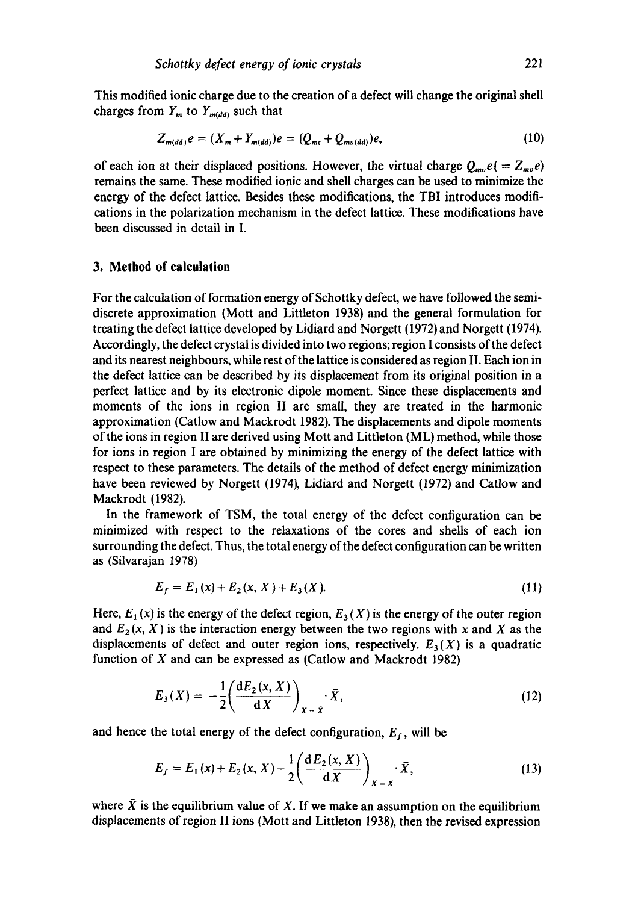This modified ionic charge due to the creation of a defect will change the original shell charges from $Y_m$ to $Y_{m(dd)}$ such that

$$Z_{m(dd)}e = (X_m + Y_{m(dd)})e = (Q_{mc} + Q_{ms(dd)})e, \tag{10}$$

of each ion at their displaced positions. However, the virtual charge $Q_{mv}e (= Z_{mv}e)$ remains the same. These modified ionic and shell charges can be used to minimize the energy of the defect lattice. Besides these modifications, the TBI introduces modifications in the polarization mechanism in the defect lattice. These modifications have been discussed in detail in I.

## 3. Method of calculation

For the calculation of formation energy of Schottky defect, we have followed the semi-discrete approximation (Mott and Littleton 1938) and the general formulation for treating the defect lattice developed by Lidiard and Norgett (1972) and Norgett (1974). Accordingly, the defect crystal is divided into two regions; region I consists of the defect and its nearest neighbours, while rest of the lattice is considered as region II. Each ion in the defect lattice can be described by its displacement from its original position in a perfect lattice and by its electronic dipole moment. Since these displacements and moments of the ions in region II are small, they are treated in the harmonic approximation (Catlow and Mackrodt 1982). The displacements and dipole moments of the ions in region II are derived using Mott and Littleton (ML) method, while those for ions in region I are obtained by minimizing the energy of the defect lattice with respect to these parameters. The details of the method of defect energy minimization have been reviewed by Norgett (1974), Lidiard and Norgett (1972) and Catlow and Mackrodt (1982).

In the framework of TSM, the total energy of the defect configuration can be minimized with respect to the relaxations of the cores and shells of each ion surrounding the defect. Thus, the total energy of the defect configuration can be written as (Silvarajan 1978)

$$E_f = E_1(x) + E_2(x, X) + E_3(X). \tag{11}$$

Here, $E_1(x)$ is the energy of the defect region, $E_3(X)$ is the energy of the outer region and $E_2(x, X)$ is the interaction energy between the two regions with $x$ and $X$ as the displacements of defect and outer region ions, respectively. $E_3(X)$ is a quadratic function of $X$ and can be expressed as (Catlow and Mackrodt 1982)

$$E_3(X) = -\frac{1}{2}\left(\frac{\mathrm{d}E_2(x, X)}{\mathrm{d}X}\right)_{X=\bar{X}} \cdot \bar{X}, \tag{12}$$

and hence the total energy of the defect configuration, $E_f$, will be

$$E_f = E_1(x) + E_2(x, X) - \frac{1}{2}\left(\frac{\mathrm{d}E_2(x, X)}{\mathrm{d}X}\right)_{X=\bar{X}} \cdot \bar{X}, \tag{13}$$

where $\bar{X}$ is the equilibrium value of $X$. If we make an assumption on the equilibrium displacements of region II ions (Mott and Littleton 1938), then the revised expression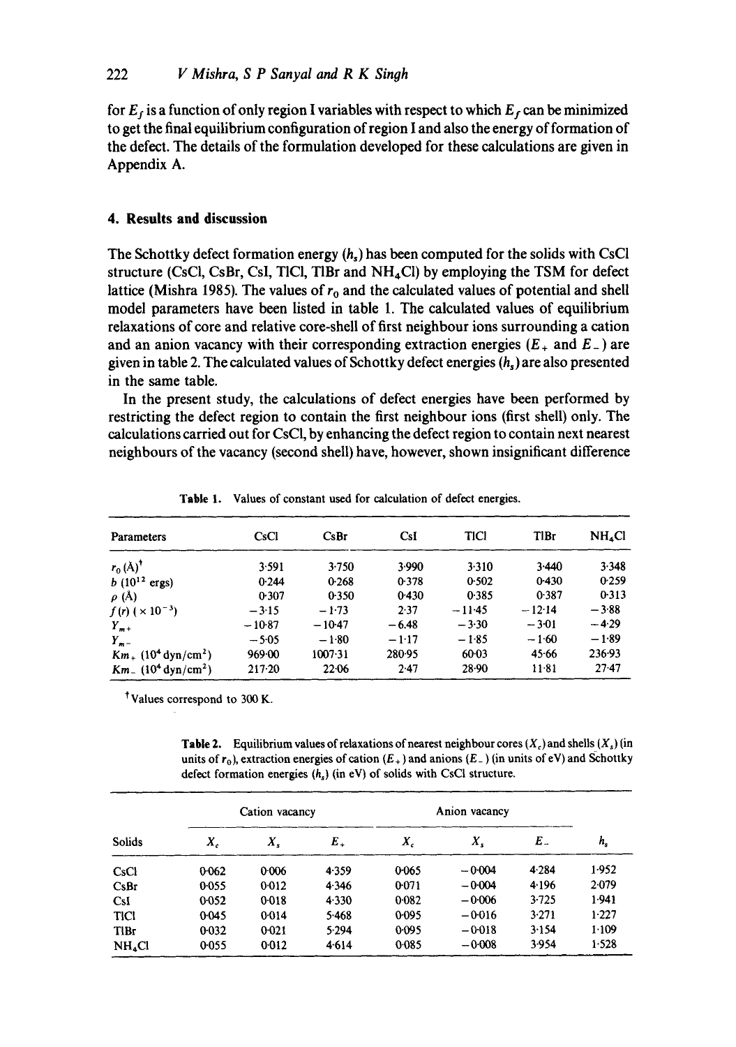for $E_f$ is a function of only region I variables with respect to which $E_f$ can be minimized to get the final equilibrium configuration of region I and also the energy of formation of the defect. The details of the formulation developed for these calculations are given in Appendix A.

## 4. Results and discussion

The Schottky defect formation energy ($h_s$) has been computed for the solids with CsCl structure (CsCl, CsBr, CsI, TlCl, TlBr and $NH_4Cl$) by employing the TSM for defect lattice (Mishra 1985). The values of $r_0$ and the calculated values of potential and shell model parameters have been listed in table 1. The calculated values of equilibrium relaxations of core and relative core-shell of first neighbour ions surrounding a cation and an anion vacancy with their corresponding extraction energies ($E_+$ and $E_-$) are given in table 2. The calculated values of Schottky defect energies ($h_s$) are also presented in the same table.

In the present study, the calculations of defect energies have been performed by restricting the defect region to contain the first neighbour ions (first shell) only. The calculations carried out for CsCl, by enhancing the defect region to contain next nearest neighbours of the vacancy (second shell) have, however, shown insignificant difference

**Table 1.** Values of constant used for calculation of defect energies.

| Parameters | CsCl | CsBr | CsI | TlCl | TlBr | $NH_4Cl$ |
|---|---|---|---|---|---|---|
| $r_0$ (Å)[†] | 3·591 | 3·750 | 3·990 | 3·310 | 3·440 | 3·348 |
| $b$ ($10^{12}$ ergs) | 0·244 | 0·268 | 0·378 | 0·502 | 0·430 | 0·259 |
| $\rho$ (Å) | 0·307 | 0·350 | 0·430 | 0·385 | 0·387 | 0·313 |
| $f(r)$ ($\times 10^{-3}$) | −3·15 | −1·73 | 2·37 | −11·45 | −12·14 | −3·88 |
| $Y_{m+}$ | −10·87 | −10·47 | −6.48 | −3·30 | −3·01 | −4·29 |
| $Y_{m-}$ | −5·05 | −1·80 | −1·17 | −1·85 | −1·60 | −1·89 |
| $Km_+$ ($10^4$ dyn/cm$^2$) | 969·00 | 1007·31 | 280·95 | 60·03 | 45·66 | 236·93 |
| $Km_-$ ($10^4$ dyn/cm$^2$) | 217·20 | 22·06 | 2·47 | 28·90 | 11·81 | 27·47 |

[†] Values correspond to 300 K.

**Table 2.** Equilibrium values of relaxations of nearest neighbour cores ($X_c$) and shells ($X_s$) (in units of $r_0$), extraction energies of cation ($E_+$) and anions ($E_-$) (in units of eV) and Schottky defect formation energies ($h_s$) (in eV) of solids with CsCl structure.

| | Cation vacancy | | | Anion vacancy | | | |
|---|---|---|---|---|---|---|---|
| Solids | $X_c$ | $X_s$ | $E_+$ | $X_c$ | $X_s$ | $E_-$ | $h_s$ |
| CsCl | 0·062 | 0·006 | 4·359 | 0·065 | −0·004 | 4·284 | 1·952 |
| CsBr | 0·055 | 0·012 | 4·346 | 0·071 | −0·004 | 4·196 | 2·079 |
| CsI | 0·052 | 0·018 | 4·330 | 0·082 | −0·006 | 3·725 | 1·941 |
| TlCl | 0·045 | 0·014 | 5·468 | 0·095 | −0·016 | 3·271 | 1·227 |
| TlBr | 0·032 | 0·021 | 5·294 | 0·095 | −0·018 | 3·154 | 1·109 |
| $NH_4Cl$ | 0·055 | 0·012 | 4·614 | 0·085 | −0·008 | 3·954 | 1·528 |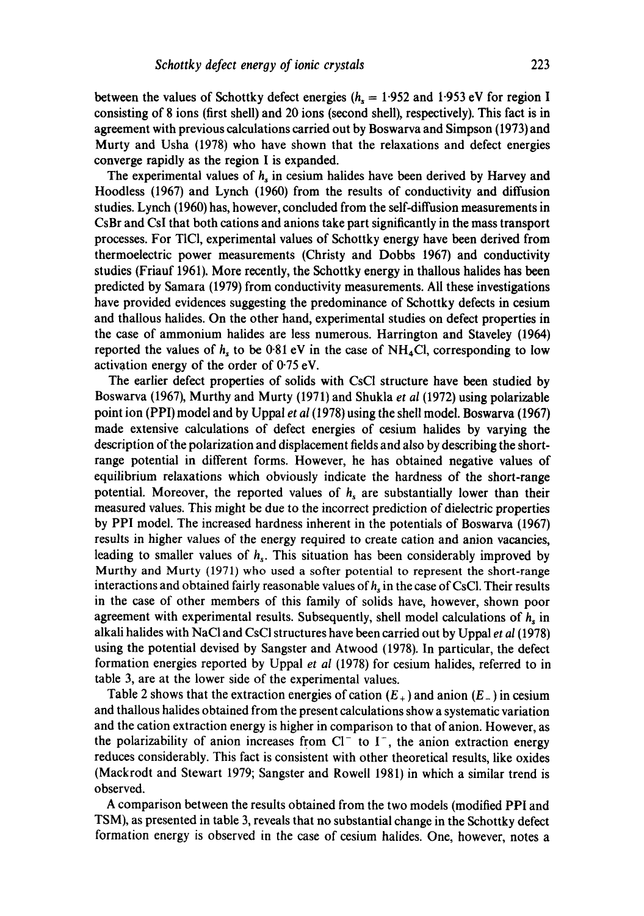between the values of Schottky defect energies ($h_s$ = 1·952 and 1·953 eV for region I consisting of 8 ions (first shell) and 20 ions (second shell), respectively). This fact is in agreement with previous calculations carried out by Boswarva and Simpson (1973) and Murty and Usha (1978) who have shown that the relaxations and defect energies converge rapidly as the region I is expanded.

The experimental values of $h_s$ in cesium halides have been derived by Harvey and Hoodless (1967) and Lynch (1960) from the results of conductivity and diffusion studies. Lynch (1960) has, however, concluded from the self-diffusion measurements in CsBr and CsI that both cations and anions take part significantly in the mass transport processes. For TlCl, experimental values of Schottky energy have been derived from thermoelectric power measurements (Christy and Dobbs 1967) and conductivity studies (Friauf 1961). More recently, the Schottky energy in thallous halides has been predicted by Samara (1979) from conductivity measurements. All these investigations have provided evidences suggesting the predominance of Schottky defects in cesium and thallous halides. On the other hand, experimental studies on defect properties in the case of ammonium halides are less numerous. Harrington and Staveley (1964) reported the values of $h_s$ to be 0·81 eV in the case of $NH_4Cl$, corresponding to low activation energy of the order of 0·75 eV.

The earlier defect properties of solids with CsCl structure have been studied by Boswarva (1967), Murthy and Murty (1971) and Shukla *et al* (1972) using polarizable point ion (PPI) model and by Uppal *et al* (1978) using the shell model. Boswarva (1967) made extensive calculations of defect energies of cesium halides by varying the description of the polarization and displacement fields and also by describing the short-range potential in different forms. However, he has obtained negative values of equilibrium relaxations which obviously indicate the hardness of the short-range potential. Moreover, the reported values of $h_s$ are substantially lower than their measured values. This might be due to the incorrect prediction of dielectric properties by PPI model. The increased hardness inherent in the potentials of Boswarva (1967) results in higher values of the energy required to create cation and anion vacancies, leading to smaller values of $h_s$. This situation has been considerably improved by Murthy and Murty (1971) who used a softer potential to represent the short-range interactions and obtained fairly reasonable values of $h_s$ in the case of CsCl. Their results in the case of other members of this family of solids have, however, shown poor agreement with experimental results. Subsequently, shell model calculations of $h_s$ in alkali halides with NaCl and CsCl structures have been carried out by Uppal *et al* (1978) using the potential devised by Sangster and Atwood (1978). In particular, the defect formation energies reported by Uppal *et al* (1978) for cesium halides, referred to in table 3, are at the lower side of the experimental values.

Table 2 shows that the extraction energies of cation ($E_+$) and anion ($E_-$) in cesium and thallous halides obtained from the present calculations show a systematic variation and the cation extraction energy is higher in comparison to that of anion. However, as the polarizability of anion increases from $Cl^-$ to $I^-$, the anion extraction energy reduces considerably. This fact is consistent with other theoretical results, like oxides (Mackrodt and Stewart 1979; Sangster and Rowell 1981) in which a similar trend is observed.

A comparison between the results obtained from the two models (modified PPI and TSM), as presented in table 3, reveals that no substantial change in the Schottky defect formation energy is observed in the case of cesium halides. One, however, notes a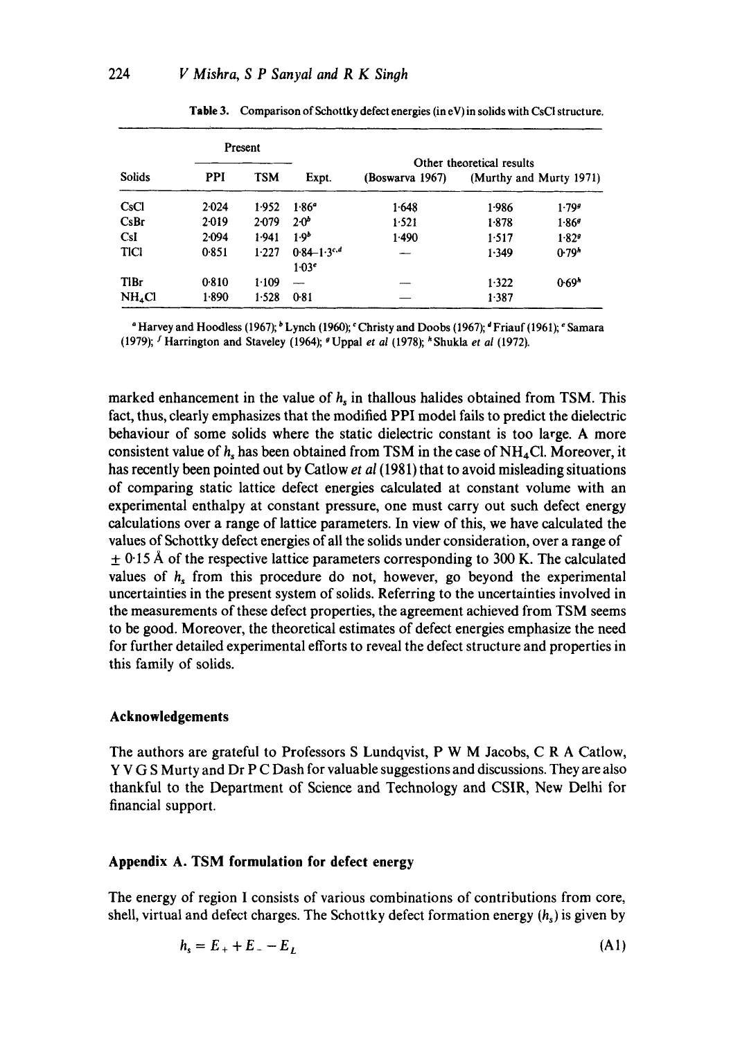Table 3. Comparison of Schottky defect energies (in eV) in solids with CsCl structure.

| Solids | Present | | Expt. | Other theoretical results | | |
|---|---|---|---|---|---|---|
| | PPI | TSM | | (Boswarva 1967) | (Murthy and Murty 1971) | |
| CsCl | 2·024 | 1·952 | 1·86[a] | 1·648 | 1·986 | 1·79[g] |
| CsBr | 2·019 | 2·079 | 2·0[b] | 1·521 | 1·878 | 1·86[g] |
| CsI | 2·094 | 1·941 | 1·9[b] | 1·490 | 1·517 | 1·82[g] |
| TlCl | 0·851 | 1·227 | 0·84–1·3[c,d] 1·03[e] | — | 1·349 | 0·79[h] |
| TlBr | 0·810 | 1·109 | — | — | 1·322 | 0·69[h] |
| $NH_4Cl$ | 1·890 | 1·528 | 0·81 | — | 1·387 | |

[a] Harvey and Hoodless (1967); [b] Lynch (1960); [c] Christy and Doobs (1967); [d] Friauf (1961); [e] Samara (1979); [f] Harrington and Staveley (1964); [g] Uppal *et al* (1978); [h] Shukla *et al* (1972).

marked enhancement in the value of $h_s$ in thallous halides obtained from TSM. This fact, thus, clearly emphasizes that the modified PPI model fails to predict the dielectric behaviour of some solids where the static dielectric constant is too large. A more consistent value of $h_s$ has been obtained from TSM in the case of $NH_4Cl$. Moreover, it has recently been pointed out by Catlow *et al* (1981) that to avoid misleading situations of comparing static lattice defect energies calculated at constant volume with an experimental enthalpy at constant pressure, one must carry out such defect energy calculations over a range of lattice parameters. In view of this, we have calculated the values of Schottky defect energies of all the solids under consideration, over a range of $\pm$ 0·15 Å of the respective lattice parameters corresponding to 300 K. The calculated values of $h_s$ from this procedure do not, however, go beyond the experimental uncertainties in the present system of solids. Referring to the uncertainties involved in the measurements of these defect properties, the agreement achieved from TSM seems to be good. Moreover, the theoretical estimates of defect energies emphasize the need for further detailed experimental efforts to reveal the defect structure and properties in this family of solids.

## Acknowledgements

The authors are grateful to Professors S Lundqvist, P W M Jacobs, C R A Catlow, Y V G S Murty and Dr P C Dash for valuable suggestions and discussions. They are also thankful to the Department of Science and Technology and CSIR, New Delhi for financial support.

## Appendix A. TSM formulation for defect energy

The energy of region I consists of various combinations of contributions from core, shell, virtual and defect charges. The Schottky defect formation energy ($h_s$) is given by

$$h_s = E_+ + E_- - E_L \tag{A1}$$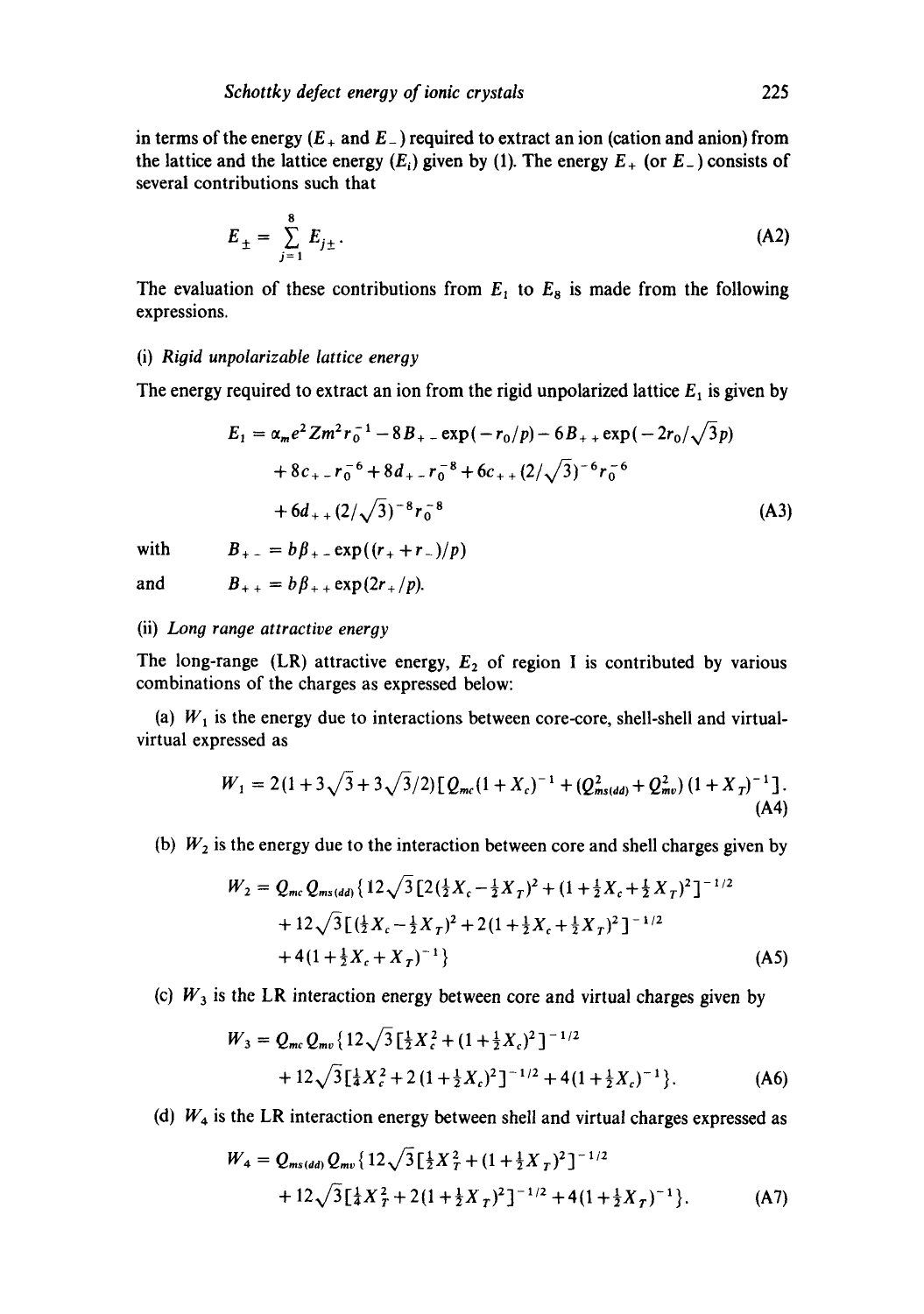in terms of the energy ($E_+$ and $E_-$) required to extract an ion (cation and anion) from the lattice and the lattice energy ($E_l$) given by (1). The energy $E_+$ (or $E_-$) consists of several contributions such that

$$E_{\pm} = \sum_{j=1}^{8} E_{j\pm}. \tag{A2}$$

The evaluation of these contributions from $E_1$ to $E_8$ is made from the following expressions.

(i) *Rigid unpolarizable lattice energy*

The energy required to extract an ion from the rigid unpolarized lattice $E_1$ is given by

$$\begin{aligned} E_1 = {} & \alpha_m e^2 Z m^2 r_0^{-1} - 8B_{+-}\exp(-r_0/p) - 6B_{++}\exp(-2r_0/\sqrt{3}p) \\ & + 8c_{+-}r_0^{-6} + 8d_{+-}r_0^{-8} + 6c_{++}(2/\sqrt{3})^{-6}r_0^{-6} \\ & + 6d_{++}(2/\sqrt{3})^{-8}r_0^{-8} \end{aligned} \tag{A3}$$

with $\quad B_{+-} = b\beta_{+-}\exp((r_+ + r_-)/p)$

and $\quad B_{++} = b\beta_{++}\exp(2r_+/p)$.

(ii) *Long range attractive energy*

The long-range (LR) attractive energy, $E_2$ of region I is contributed by various combinations of the charges as expressed below:

(a) $W_1$ is the energy due to interactions between core-core, shell-shell and virtual-virtual expressed as

$$W_1 = 2(1 + 3\sqrt{3} + 3\sqrt{3}/2)[Q_{mc}(1+X_c)^{-1} + (Q_{ms(dd)}^2 + Q_{mv}^2)(1+X_T)^{-1}]. \tag{A4}$$

(b) $W_2$ is the energy due to the interaction between core and shell charges given by

$$\begin{aligned} W_2 = Q_{mc}Q_{ms(dd)}\{ & 12\sqrt{3}[2(\tfrac{1}{2}X_c - \tfrac{1}{2}X_T)^2 + (1 + \tfrac{1}{2}X_c + \tfrac{1}{2}X_T)^2]^{-1/2} \\ & + 12\sqrt{3}[(\tfrac{1}{2}X_c - \tfrac{1}{2}X_T)^2 + 2(1 + \tfrac{1}{2}X_c + \tfrac{1}{2}X_T)^2]^{-1/2} \\ & + 4(1 + \tfrac{1}{2}X_c + X_T)^{-1}\} \end{aligned} \tag{A5}$$

(c) $W_3$ is the LR interaction energy between core and virtual charges given by

$$\begin{aligned} W_3 = Q_{mc}Q_{mv}\{ & 12\sqrt{3}[\tfrac{1}{2}X_c^2 + (1 + \tfrac{1}{2}X_c)^2]^{-1/2} \\ & + 12\sqrt{3}[\tfrac{1}{4}X_c^2 + 2(1 + \tfrac{1}{2}X_c)^2]^{-1/2} + 4(1 + \tfrac{1}{2}X_c)^{-1}\}. \end{aligned} \tag{A6}$$

(d) $W_4$ is the LR interaction energy between shell and virtual charges expressed as

$$\begin{aligned} W_4 = Q_{ms(dd)}Q_{mv}\{ & 12\sqrt{3}[\tfrac{1}{2}X_T^2 + (1 + \tfrac{1}{2}X_T)^2]^{-1/2} \\ & + 12\sqrt{3}[\tfrac{1}{4}X_T^2 + 2(1 + \tfrac{1}{2}X_T)^2]^{-1/2} + 4(1 + \tfrac{1}{2}X_T)^{-1}\}. \end{aligned} \tag{A7}$$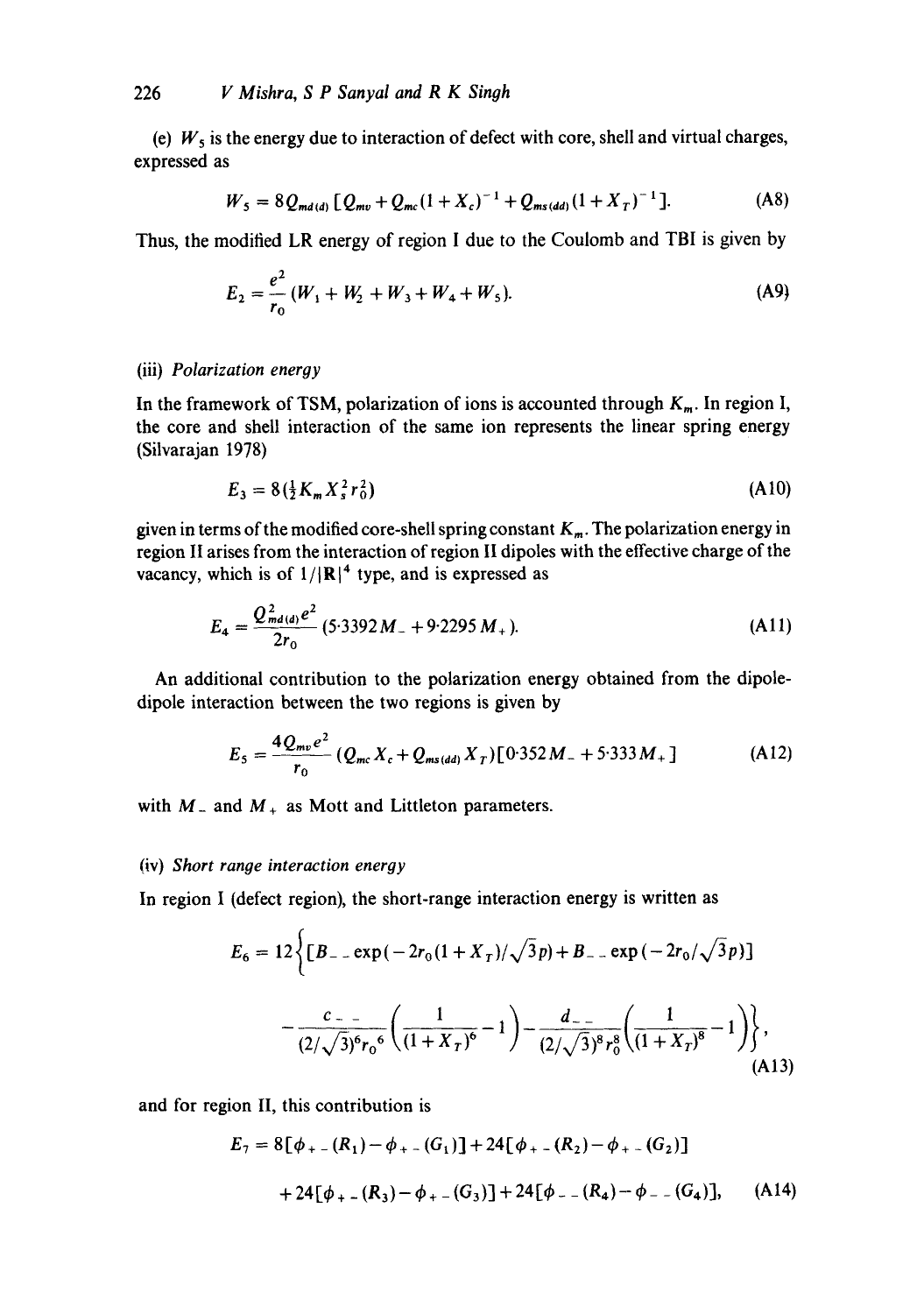(e) $W_5$ is the energy due to interaction of defect with core, shell and virtual charges, expressed as

$$W_5 = 8Q_{md(d)}\,[Q_{mv} + Q_{mc}(1+X_c)^{-1} + Q_{ms(dd)}(1+X_T)^{-1}]. \tag{A8}$$

Thus, the modified LR energy of region I due to the Coulomb and TBI is given by

$$E_2 = \frac{e^2}{r_0}(W_1 + W_2 + W_3 + W_4 + W_5). \tag{A9}$$

(iii) *Polarization energy*

In the framework of TSM, polarization of ions is accounted through $K_m$. In region I, the core and shell interaction of the same ion represents the linear spring energy (Silvarajan 1978)

$$E_3 = 8(\tfrac{1}{2}K_m X_s^2 r_0^2) \tag{A10}$$

given in terms of the modified core-shell spring constant $K_m$. The polarization energy in region II arises from the interaction of region II dipoles with the effective charge of the vacancy, which is of $1/|\mathbf{R}|^4$ type, and is expressed as

$$E_4 = \frac{Q_{md(d)}^2 e^2}{2r_0}(5{\cdot}3392\,M_- + 9{\cdot}2295\,M_+). \tag{A11}$$

An additional contribution to the polarization energy obtained from the dipole-dipole interaction between the two regions is given by

$$E_5 = \frac{4Q_{mv}e^2}{r_0}(Q_{mc}X_c + Q_{ms(dd)}X_T)[0{\cdot}352\,M_- + 5{\cdot}333\,M_+] \tag{A12}$$

with $M_-$ and $M_+$ as Mott and Littleton parameters.

(iv) *Short range interaction energy*

In region I (defect region), the short-range interaction energy is written as

$$E_6 = 12\Bigg\{[B_{--}\exp(-2r_0(1+X_T)/\sqrt{3}p) + B_{--}\exp(-2r_0/\sqrt{3}p)] - \frac{c_{--}}{(2/\sqrt{3})^6 r_0{}^6}\left(\frac{1}{(1+X_T)^6} - 1\right) - \frac{d_{--}}{(2/\sqrt{3})^8 r_0^8}\left(\frac{1}{(1+X_T)^8} - 1\right)\Bigg\}, \tag{A13}$$

and for region II, this contribution is

$$E_7 = 8[\phi_{+-}(R_1) - \phi_{+-}(G_1)] + 24[\phi_{+-}(R_2) - \phi_{+-}(G_2)] + 24[\phi_{+-}(R_3) - \phi_{+-}(G_3)] + 24[\phi_{--}(R_4) - \phi_{--}(G_4)], \tag{A14}$$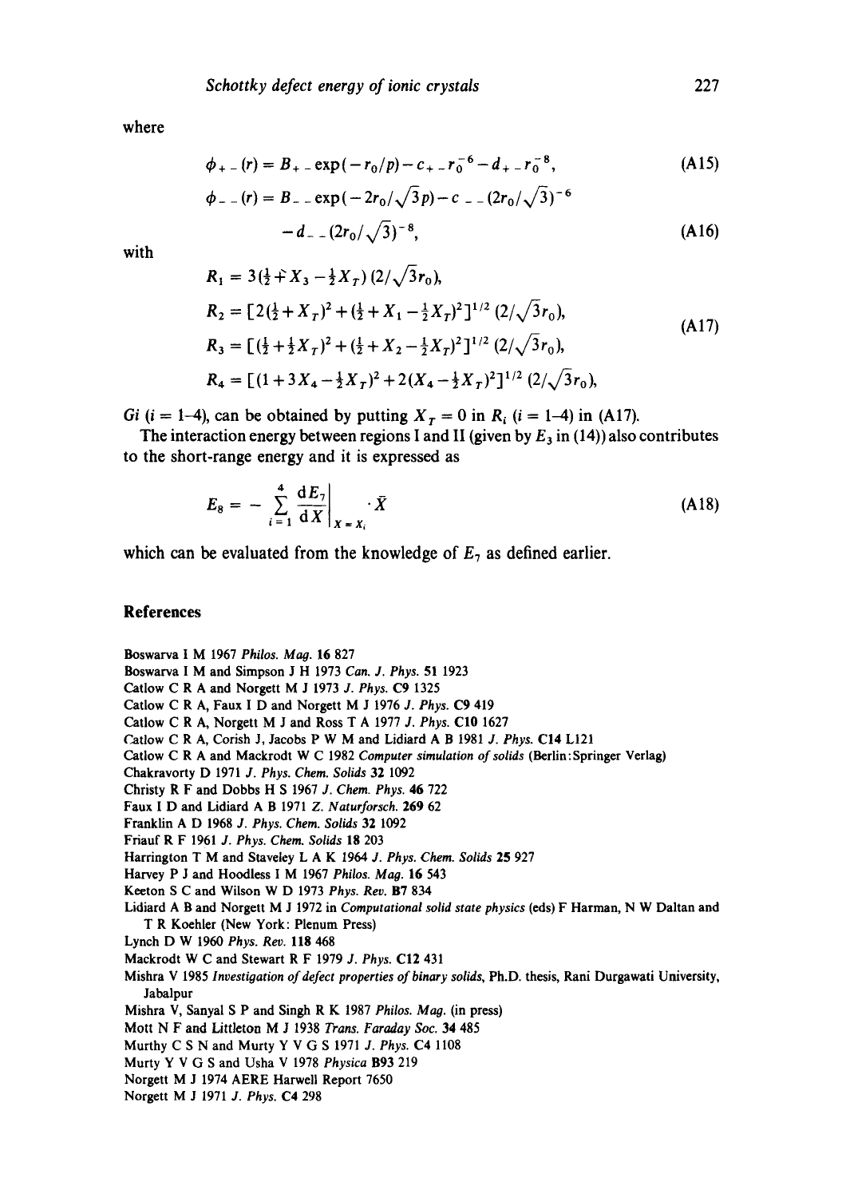where

$$\phi_{+-}(r) = B_{+-}\exp(-r_0/p) - c_{+-}r_0^{-6} - d_{+-}r_0^{-8}, \tag{A15}$$

$$\phi_{--}(r) = B_{--}\exp(-2r_0/\sqrt{3}p) - c_{--}(2r_0/\sqrt{3})^{-6} - d_{--}(2r_0/\sqrt{3})^{-8}, \tag{A16}$$

with

$$\begin{aligned}
R_1 &= 3(\tfrac{1}{2} + X_3 - \tfrac{1}{2}X_T)(2/\sqrt{3}r_0),\\
R_2 &= [2(\tfrac{1}{2} + X_T)^2 + (\tfrac{1}{2} + X_1 - \tfrac{1}{2}X_T)^2]^{1/2}(2/\sqrt{3}r_0),\\
R_3 &= [(\tfrac{1}{2} + \tfrac{1}{2}X_T)^2 + (\tfrac{1}{2} + X_2 - \tfrac{1}{2}X_T)^2]^{1/2}(2/\sqrt{3}r_0),\\
R_4 &= [(1 + 3X_4 - \tfrac{1}{2}X_T)^2 + 2(X_4 - \tfrac{1}{2}X_T)^2]^{1/2}(2/\sqrt{3}r_0),
\end{aligned} \tag{A17}$$

$Gi$ ($i$ = 1–4), can be obtained by putting $X_T = 0$ in $R_i$ ($i$ = 1–4) in (A17).

The interaction energy between regions I and II (given by $E_3$ in (14)) also contributes to the short-range energy and it is expressed as

$$E_8 = -\sum_{i=1}^{4} \left.\frac{\mathrm{d}E_7}{\mathrm{d}X}\right|_{X = X_i} \cdot \bar{X} \tag{A18}$$

which can be evaluated from the knowledge of $E_7$ as defined earlier.

## References

Boswarva I M 1967 *Philos. Mag.* **16** 827

Boswarva I M and Simpson J H 1973 *Can. J. Phys.* **51** 1923

Catlow C R A and Norgett M J 1973 *J. Phys.* **C9** 1325

Catlow C R A, Faux I D and Norgett M J 1976 *J. Phys.* **C9** 419

Catlow C R A, Norgett M J and Ross T A 1977 *J. Phys.* **C10** 1627

Catlow C R A, Corish J, Jacobs P W M and Lidiard A B 1981 *J. Phys.* **C14** L121

Catlow C R A and Mackrodt W C 1982 *Computer simulation of solids* (Berlin: Springer Verlag)

Chakravorty D 1971 *J. Phys. Chem. Solids* **32** 1092

Christy R F and Dobbs H S 1967 *J. Chem. Phys.* **46** 722

Faux I D and Lidiard A B 1971 *Z. Naturforsch.* **269** 62

Franklin A D 1968 *J. Phys. Chem. Solids* **32** 1092

Friauf R F 1961 *J. Phys. Chem. Solids* **18** 203

Harrington T M and Staveley L A K 1964 *J. Phys. Chem. Solids* **25** 927

Harvey P J and Hoodless I M 1967 *Philos. Mag.* **16** 543

Keeton S C and Wilson W D 1973 *Phys. Rev.* **B7** 834

Lidiard A B and Norgett M J 1972 in *Computational solid state physics* (eds) F Harman, N W Daltan and T R Koehler (New York: Plenum Press)

Lynch D W 1960 *Phys. Rev.* **118** 468

Mackrodt W C and Stewart R F 1979 *J. Phys.* **C12** 431

Mishra V 1985 *Investigation of defect properties of binary solids*, Ph.D. thesis, Rani Durgawati University, Jabalpur

Mishra V, Sanyal S P and Singh R K 1987 *Philos. Mag.* (in press)

Mott N F and Littleton M J 1938 *Trans. Faraday Soc.* **34** 485

Murthy C S N and Murty Y V G S 1971 *J. Phys.* **C4** 1108

Murty Y V G S and Usha V 1978 *Physica* **B93** 219

Norgett M J 1974 AERE Harwell Report 7650

Norgett M J 1971 *J. Phys.* **C4** 298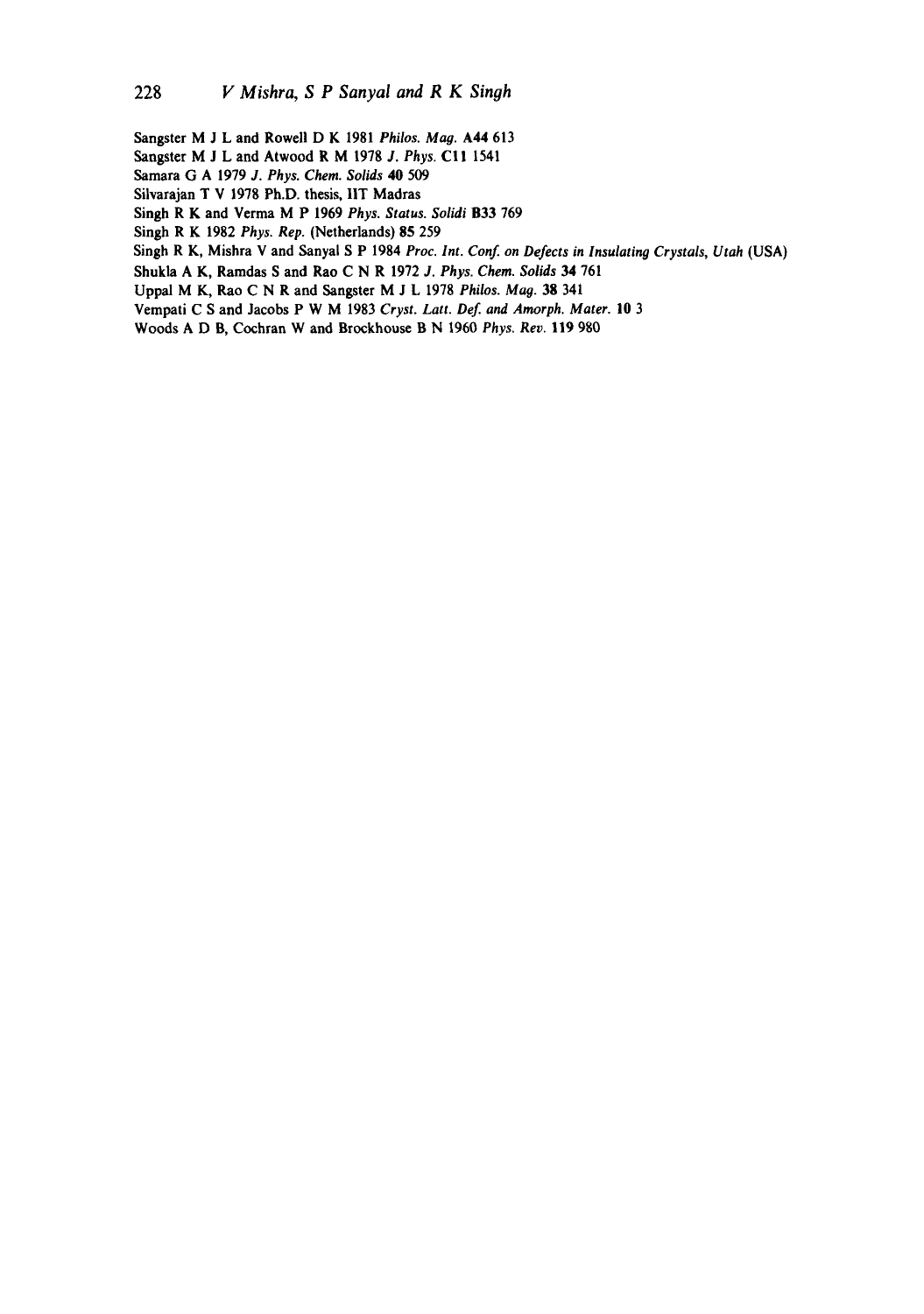Sangster M J L and Rowell D K 1981 *Philos. Mag.* **A44** 613

Sangster M J L and Atwood R M 1978 *J. Phys.* **C11** 1541

Samara G A 1979 *J. Phys. Chem. Solids* **40** 509

Silvarajan T V 1978 Ph.D. thesis, IIT Madras

Singh R K and Verma M P 1969 *Phys. Status. Solidi* **B33** 769

Singh R K 1982 *Phys. Rep.* (Netherlands) **85** 259

Singh R K, Mishra V and Sanyal S P 1984 *Proc. Int. Conf. on Defects in Insulating Crystals, Utah* (USA)

Shukla A K, Ramdas S and Rao C N R 1972 *J. Phys. Chem. Solids* **34** 761

Uppal M K, Rao C N R and Sangster M J L 1978 *Philos. Mag.* **38** 341

Vempati C S and Jacobs P W M 1983 *Cryst. Latt. Def. and Amorph. Mater.* **10** 3

Woods A D B, Cochran W and Brockhouse B N 1960 *Phys. Rev.* **119** 980